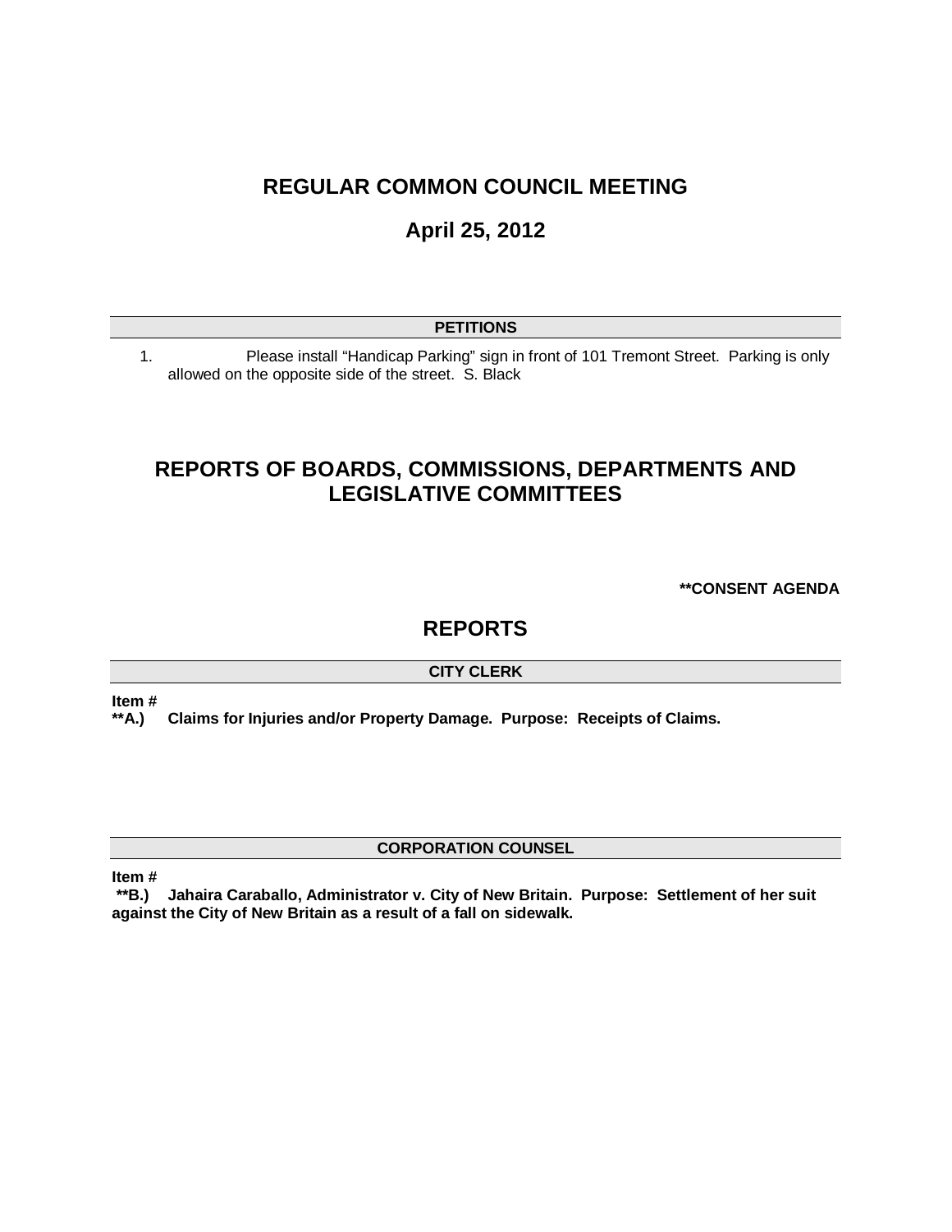# REGULAR COMMON COUNCIL MEETING

## April 25, 2012

### PETITIONS

1. Please install "Handicap Parking" sign in front of 101 Tremont Street. Parking is only allowed on the opposite side of the street. S. Black

# REPORTS OF BOARDS, COMMISSIONS, DEPARTMENTS AND LEGISLATIVE COMMITTEES

**\*\*CONSENT AGENDA**

# REPORTS

### CITY CLERK

**Item #**

**\*\*A.) Claims for Injuries and/or Property Damage. Purpose: Receipts of Claims.**

### CORPORATION COUNSEL

**Item #**

**\*\*B.) Jahaira Caraballo, Administrator v. City of New Britain. Purpose: Settlement of her suit against the City of New Britain as a result of a fall on sidewalk.**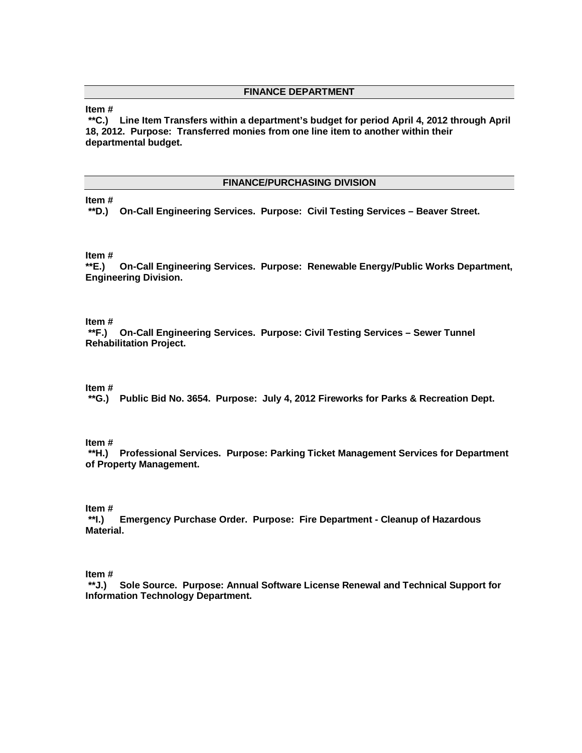## FINANCE DEPARTMENT

**Item #**
**\*\*C.) Line Item Transfers within a department's budget for period April 4, 2012 through April 18, 2012. Purpose: Transferred monies from one line item to another within their departmental budget.**

## FINANCE/PURCHASING DIVISION

**Item #**
**\*\*D.) On-Call Engineering Services. Purpose: Civil Testing Services – Beaver Street.**

**Item #**
**\*\*E.) On-Call Engineering Services. Purpose: Renewable Energy/Public Works Department, Engineering Division.**

**Item #**
**\*\*F.) On-Call Engineering Services. Purpose: Civil Testing Services – Sewer Tunnel Rehabilitation Project.**

**Item #**
**\*\*G.) Public Bid No. 3654. Purpose: July 4, 2012 Fireworks for Parks & Recreation Dept.**

**Item #**
**\*\*H.) Professional Services. Purpose: Parking Ticket Management Services for Department of Property Management.**

**Item #**
**\*\*I.) Emergency Purchase Order. Purpose: Fire Department - Cleanup of Hazardous Material.**

**Item #**
**\*\*J.) Sole Source. Purpose: Annual Software License Renewal and Technical Support for Information Technology Department.**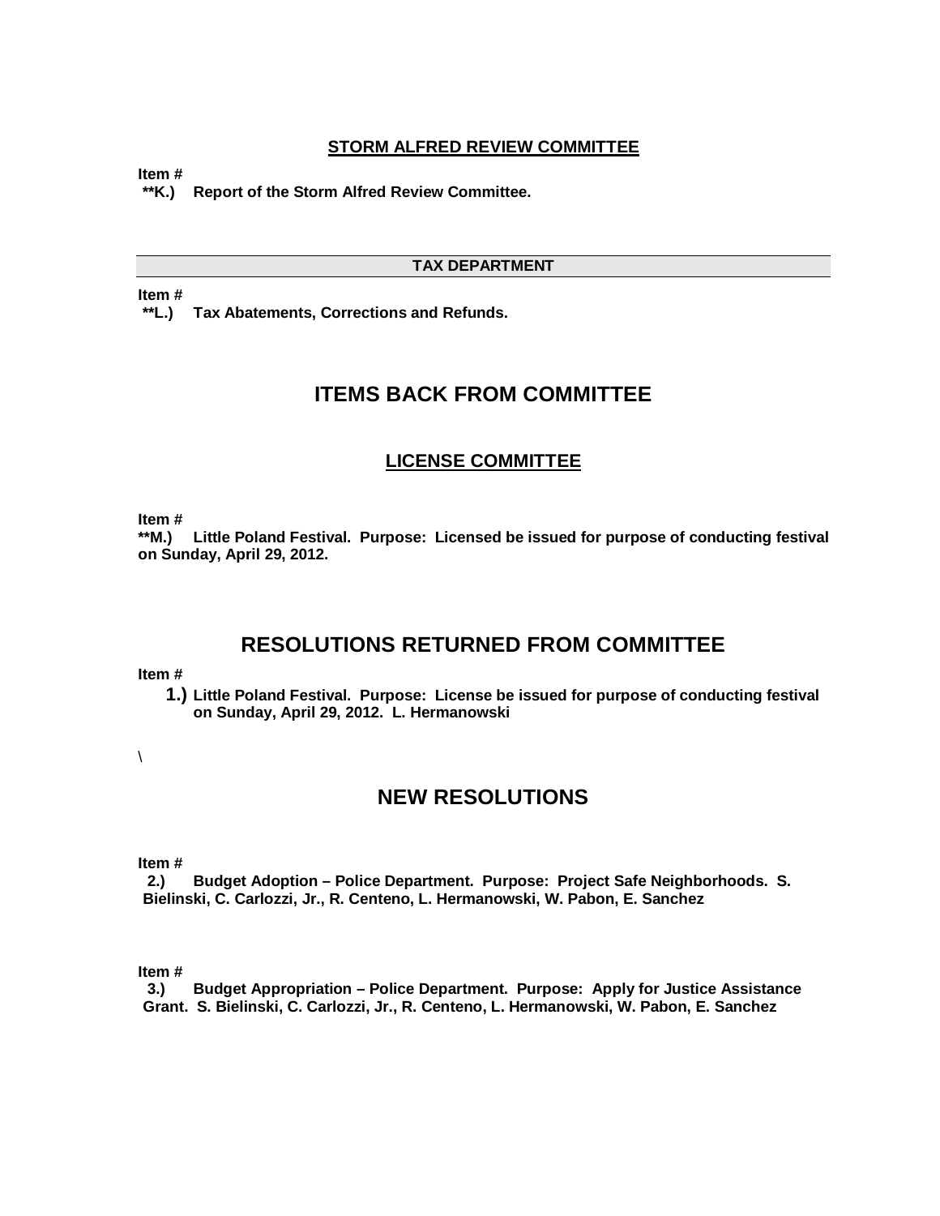## STORM ALFRED REVIEW COMMITTEE

**Item #**
**\*\*K.) Report of the Storm Alfred Review Committee.**

## TAX DEPARTMENT

**Item #**
**\*\*L.) Tax Abatements, Corrections and Refunds.**

# ITEMS BACK FROM COMMITTEE

## LICENSE COMMITTEE

**Item #**
**\*\*M.) Little Poland Festival. Purpose: Licensed be issued for purpose of conducting festival on Sunday, April 29, 2012.**

# RESOLUTIONS RETURNED FROM COMMITTEE

**Item #**

**1.) Little Poland Festival. Purpose: License be issued for purpose of conducting festival on Sunday, April 29, 2012. L. Hermanowski**

\

# NEW RESOLUTIONS

**Item #**
**2.) Budget Adoption – Police Department. Purpose: Project Safe Neighborhoods. S. Bielinski, C. Carlozzi, Jr., R. Centeno, L. Hermanowski, W. Pabon, E. Sanchez**

**Item #**
**3.) Budget Appropriation – Police Department. Purpose: Apply for Justice Assistance Grant. S. Bielinski, C. Carlozzi, Jr., R. Centeno, L. Hermanowski, W. Pabon, E. Sanchez**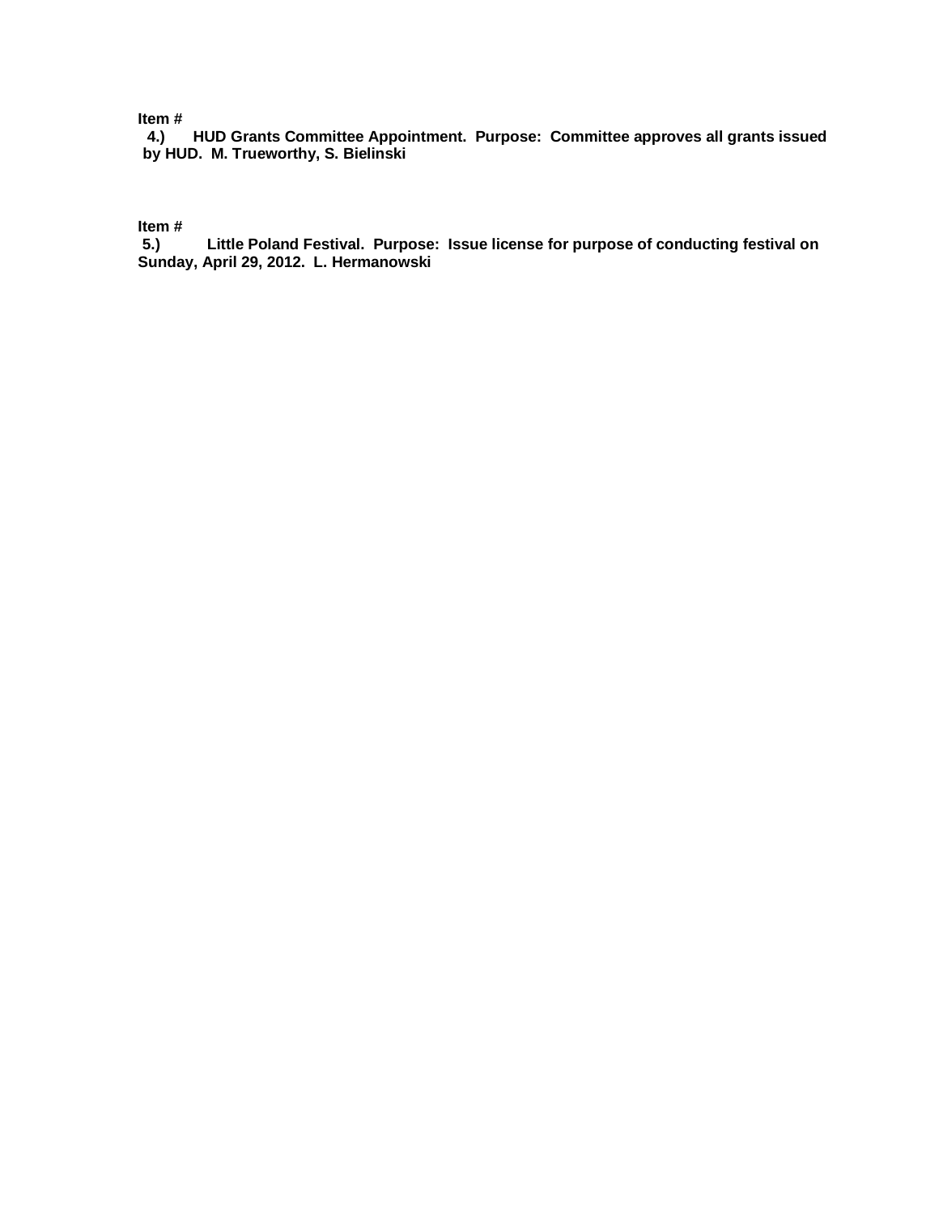**Item #**
**4.) HUD Grants Committee Appointment. Purpose: Committee approves all grants issued by HUD. M. Trueworthy, S. Bielinski**

**Item #**
**5.) Little Poland Festival. Purpose: Issue license for purpose of conducting festival on Sunday, April 29, 2012. L. Hermanowski**